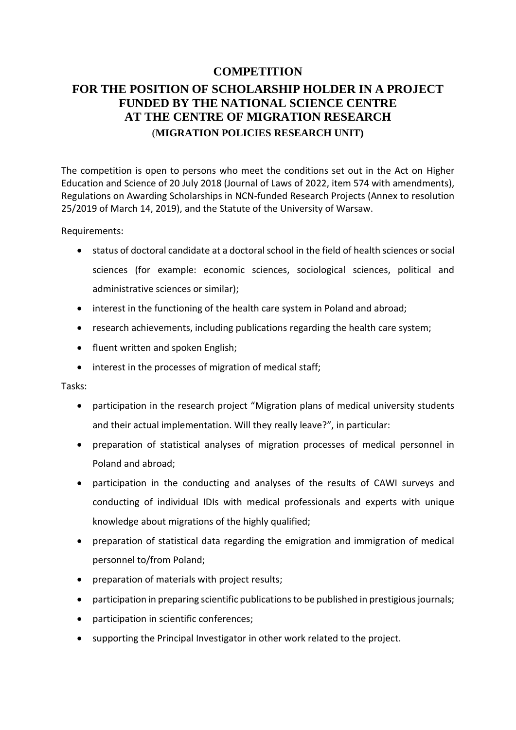# COMPETITION

## FOR THE POSITION OF SCHOLARSHIP HOLDER IN A PROJECT FUNDED BY THE NATIONAL SCIENCE CENTRE AT THE CENTRE OF MIGRATION RESEARCH

### (MIGRATION POLICIES RESEARCH UNIT)

The competition is open to persons who meet the conditions set out in the Act on Higher Education and Science of 20 July 2018 (Journal of Laws of 2022, item 574 with amendments), Regulations on Awarding Scholarships in NCN-funded Research Projects (Annex to resolution 25/2019 of March 14, 2019), and the Statute of the University of Warsaw.

Requirements:

- status of doctoral candidate at a doctoral school in the field of health sciences or social sciences (for example: economic sciences, sociological sciences, political and administrative sciences or similar);
- interest in the functioning of the health care system in Poland and abroad;
- research achievements, including publications regarding the health care system;
- fluent written and spoken English;
- interest in the processes of migration of medical staff;

Tasks:

- participation in the research project "Migration plans of medical university students and their actual implementation. Will they really leave?", in particular:
- preparation of statistical analyses of migration processes of medical personnel in Poland and abroad;
- participation in the conducting and analyses of the results of CAWI surveys and conducting of individual IDIs with medical professionals and experts with unique knowledge about migrations of the highly qualified;
- preparation of statistical data regarding the emigration and immigration of medical personnel to/from Poland;
- preparation of materials with project results;
- participation in preparing scientific publications to be published in prestigious journals;
- participation in scientific conferences;
- supporting the Principal Investigator in other work related to the project.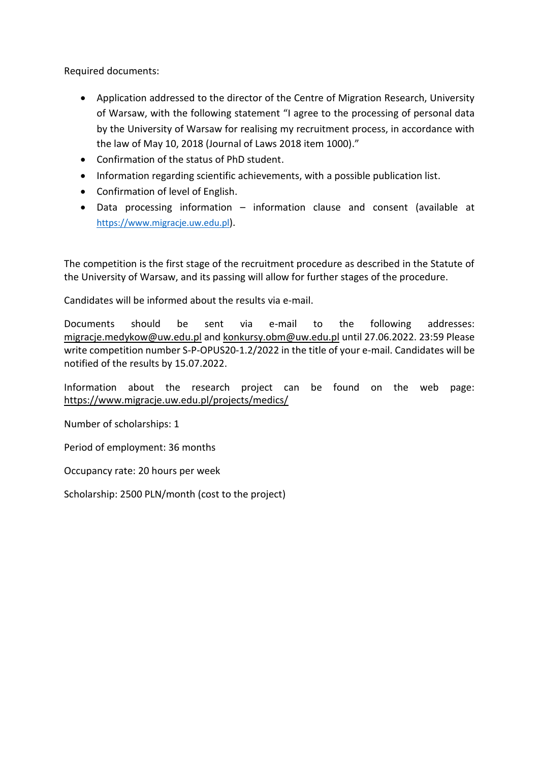Required documents:

- Application addressed to the director of the Centre of Migration Research, University of Warsaw, with the following statement "I agree to the processing of personal data by the University of Warsaw for realising my recruitment process, in accordance with the law of May 10, 2018 (Journal of Laws 2018 item 1000)."
- Confirmation of the status of PhD student.
- Information regarding scientific achievements, with a possible publication list.
- Confirmation of level of English.
- Data processing information – information clause and consent (available at https://www.migracje.uw.edu.pl).

The competition is the first stage of the recruitment procedure as described in the Statute of the University of Warsaw, and its passing will allow for further stages of the procedure.

Candidates will be informed about the results via e-mail.

Documents should be sent via e-mail to the following addresses: migracje.medykow@uw.edu.pl and konkursy.obm@uw.edu.pl until 27.06.2022. 23:59 Please write competition number S-P-OPUS20-1.2/2022 in the title of your e-mail. Candidates will be notified of the results by 15.07.2022.

Information about the research project can be found on the web page: https://www.migracje.uw.edu.pl/projects/medics/

Number of scholarships: 1

Period of employment: 36 months

Occupancy rate: 20 hours per week

Scholarship: 2500 PLN/month (cost to the project)